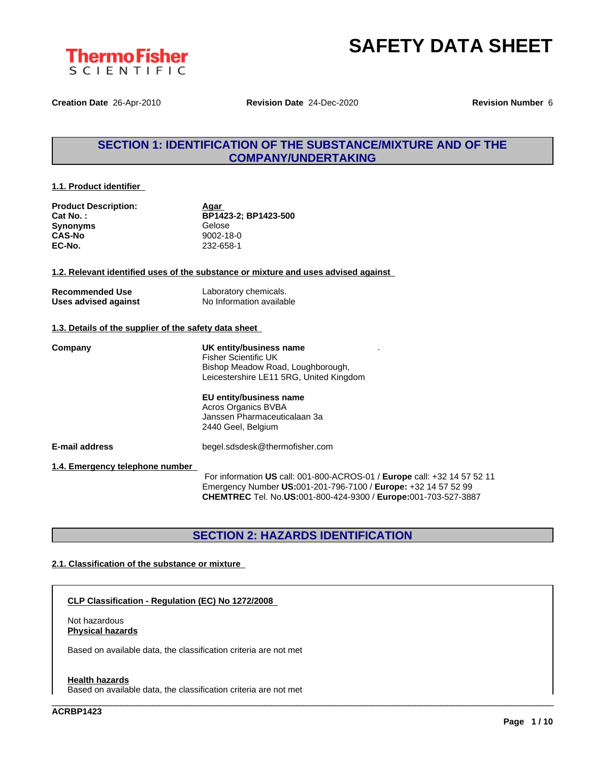# SAFETY DATA SHEET

**Creation Date** 26-Apr-2010 **Revision Date** 24-Dec-2020 **Revision Number** 6

## SECTION 1: IDENTIFICATION OF THE SUBSTANCE/MIXTURE AND OF THE COMPANY/UNDERTAKING

### 1.1. Product identifier

| | |
|---|---|
| **Product Description:** | **Agar** |
| **Cat No. :** | **BP1423-2; BP1423-500** |
| **Synonyms** | Gelose |
| **CAS-No** | 9002-18-0 |
| **EC-No.** | 232-658-1 |

### 1.2. Relevant identified uses of the substance or mixture and uses advised against

| | |
|---|---|
| **Recommended Use** | Laboratory chemicals. |
| **Uses advised against** | No Information available |

### 1.3. Details of the supplier of the safety data sheet

**Company**

**UK entity/business name**
Fisher Scientific UK
Bishop Meadow Road, Loughborough,
Leicestershire LE11 5RG, United Kingdom

**EU entity/business name**
Acros Organics BVBA
Janssen Pharmaceuticalaan 3a
2440 Geel, Belgium

**E-mail address** begel.sdsdesk@thermofisher.com

### 1.4. Emergency telephone number

For information **US** call: 001-800-ACROS-01 / **Europe** call: +32 14 57 52 11
Emergency Number **US:**001-201-796-7100 / **Europe:** +32 14 57 52 99
**CHEMTREC** Tel. No.**US:**001-800-424-9300 / **Europe:**001-703-527-3887

## SECTION 2: HAZARDS IDENTIFICATION

### 2.1. Classification of the substance or mixture

**CLP Classification - Regulation (EC) No 1272/2008**

Not hazardous

**Physical hazards**

Based on available data, the classification criteria are not met

**Health hazards**

Based on available data, the classification criteria are not met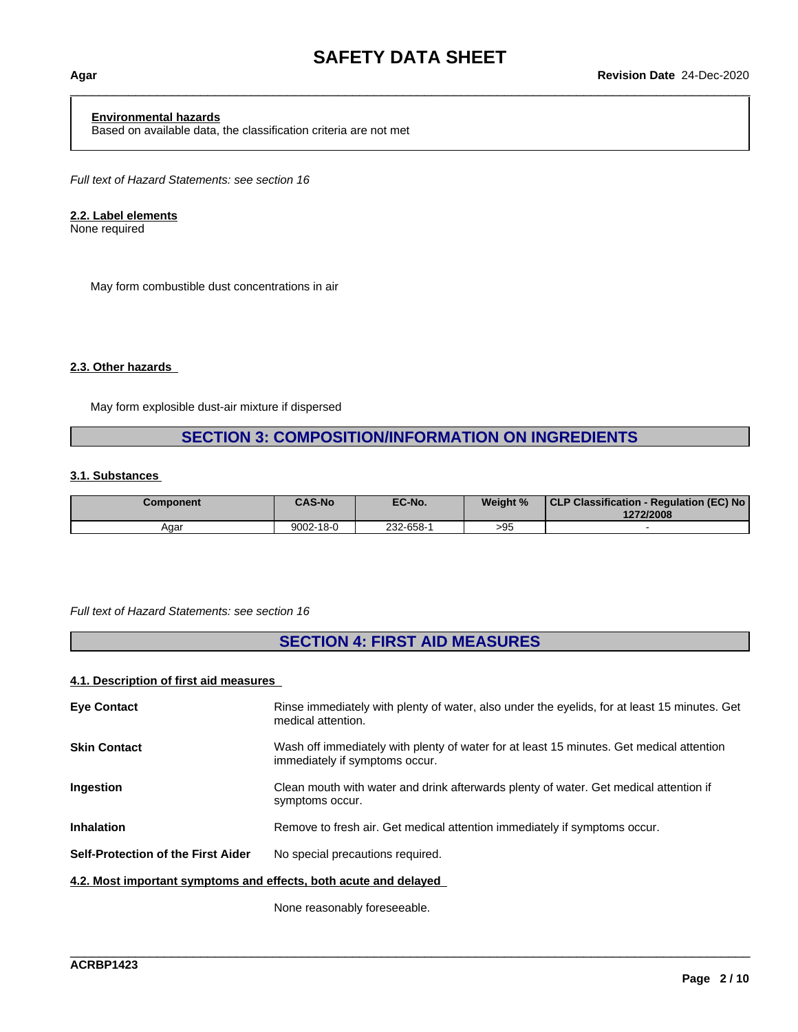**Environmental hazards**
Based on available data, the classification criteria are not met

*Full text of Hazard Statements: see section 16*

### 2.2. Label elements

None required

May form combustible dust concentrations in air

### 2.3. Other hazards

May form explosible dust-air mixture if dispersed

## SECTION 3: COMPOSITION/INFORMATION ON INGREDIENTS

### 3.1. Substances

| Component | CAS-No | EC-No. | Weight % | CLP Classification - Regulation (EC) No 1272/2008 |
|---|---|---|---|---|
| Agar | 9002-18-0 | 232-658-1 | >95 | - |

*Full text of Hazard Statements: see section 16*

## SECTION 4: FIRST AID MEASURES

### 4.1. Description of first aid measures

**Eye Contact** — Rinse immediately with plenty of water, also under the eyelids, for at least 15 minutes. Get medical attention.

**Skin Contact** — Wash off immediately with plenty of water for at least 15 minutes. Get medical attention immediately if symptoms occur.

**Ingestion** — Clean mouth with water and drink afterwards plenty of water. Get medical attention if symptoms occur.

**Inhalation** — Remove to fresh air. Get medical attention immediately if symptoms occur.

**Self-Protection of the First Aider** — No special precautions required.

### 4.2. Most important symptoms and effects, both acute and delayed

None reasonably foreseeable.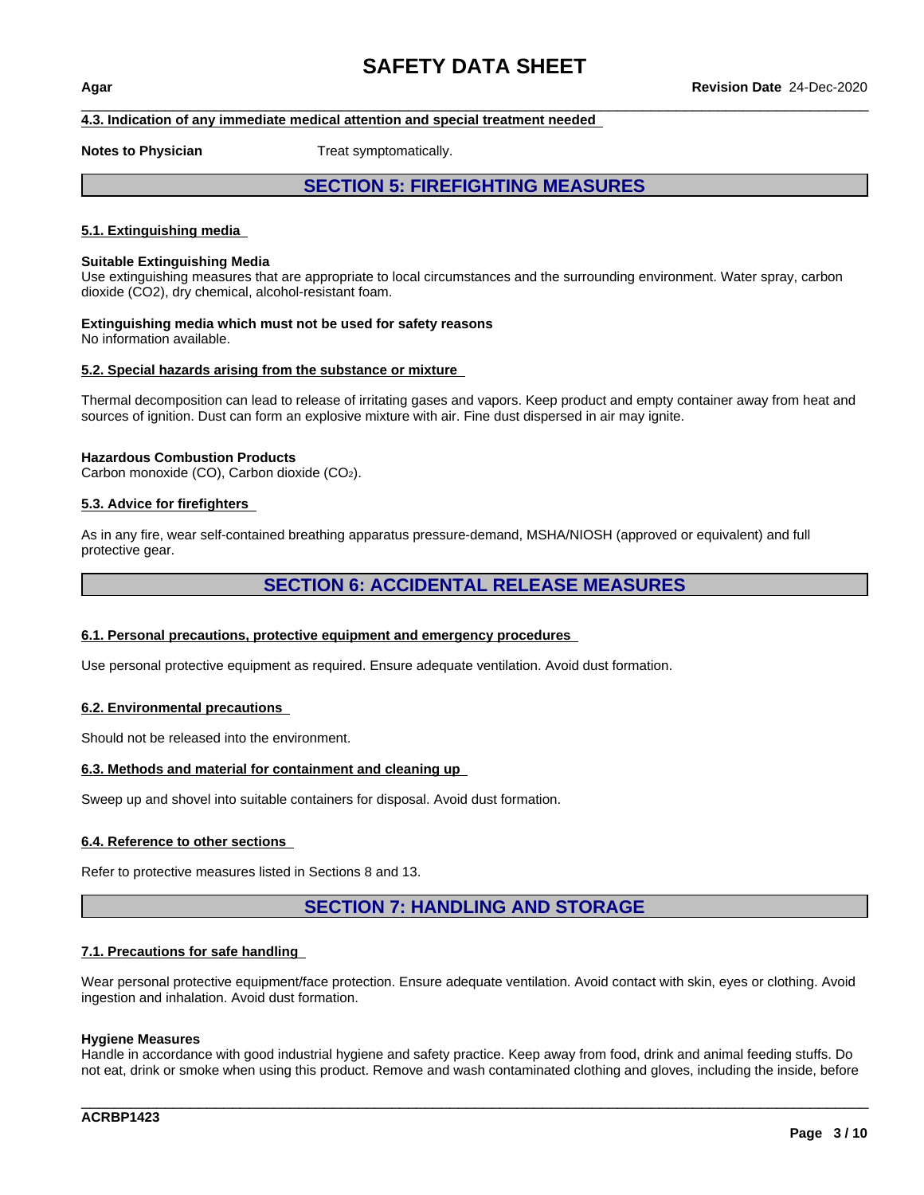#### 4.3. Indication of any immediate medical attention and special treatment needed

**Notes to Physician** Treat symptomatically.

## SECTION 5: FIREFIGHTING MEASURES

#### 5.1. Extinguishing media

**Suitable Extinguishing Media**
Use extinguishing measures that are appropriate to local circumstances and the surrounding environment. Water spray, carbon dioxide (CO2), dry chemical, alcohol-resistant foam.

**Extinguishing media which must not be used for safety reasons**
No information available.

#### 5.2. Special hazards arising from the substance or mixture

Thermal decomposition can lead to release of irritating gases and vapors. Keep product and empty container away from heat and sources of ignition. Dust can form an explosive mixture with air. Fine dust dispersed in air may ignite.

**Hazardous Combustion Products**
Carbon monoxide (CO), Carbon dioxide ($CO_2$).

#### 5.3. Advice for firefighters

As in any fire, wear self-contained breathing apparatus pressure-demand, MSHA/NIOSH (approved or equivalent) and full protective gear.

## SECTION 6: ACCIDENTAL RELEASE MEASURES

#### 6.1. Personal precautions, protective equipment and emergency procedures

Use personal protective equipment as required. Ensure adequate ventilation. Avoid dust formation.

#### 6.2. Environmental precautions

Should not be released into the environment.

#### 6.3. Methods and material for containment and cleaning up

Sweep up and shovel into suitable containers for disposal. Avoid dust formation.

#### 6.4. Reference to other sections

Refer to protective measures listed in Sections 8 and 13.

## SECTION 7: HANDLING AND STORAGE

#### 7.1. Precautions for safe handling

Wear personal protective equipment/face protection. Ensure adequate ventilation. Avoid contact with skin, eyes or clothing. Avoid ingestion and inhalation. Avoid dust formation.

**Hygiene Measures**
Handle in accordance with good industrial hygiene and safety practice. Keep away from food, drink and animal feeding stuffs. Do not eat, drink or smoke when using this product. Remove and wash contaminated clothing and gloves, including the inside, before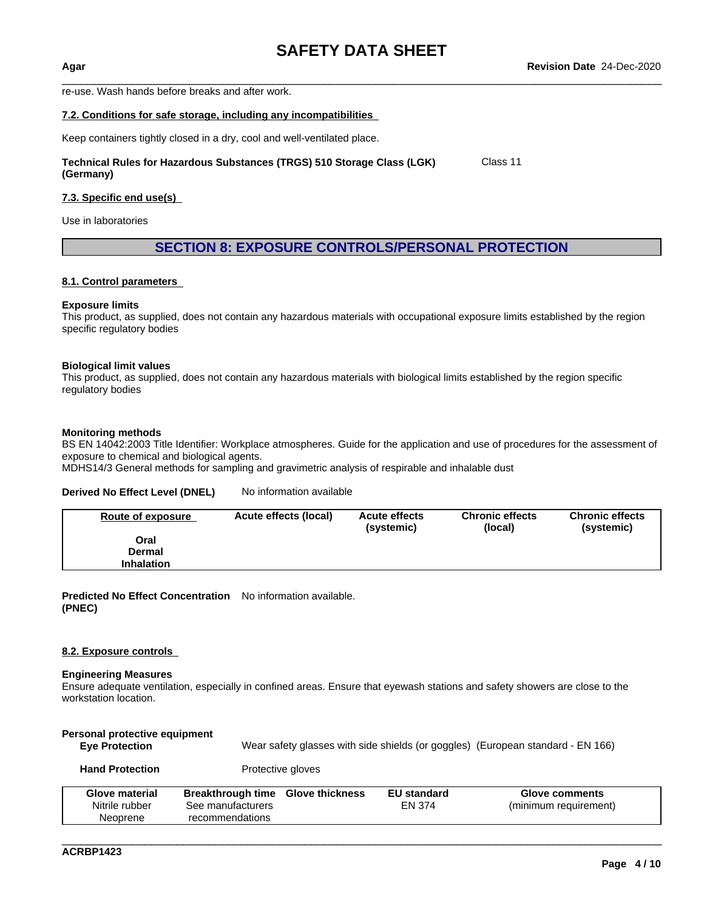re-use. Wash hands before breaks and after work.

### 7.2. Conditions for safe storage, including any incompatibilities

Keep containers tightly closed in a dry, cool and well-ventilated place.

**Technical Rules for Hazardous Substances (TRGS) 510 Storage Class (LGK) (Germany)** Class 11

### 7.3. Specific end use(s)

Use in laboratories

## SECTION 8: EXPOSURE CONTROLS/PERSONAL PROTECTION

### 8.1. Control parameters

**Exposure limits**
This product, as supplied, does not contain any hazardous materials with occupational exposure limits established by the region specific regulatory bodies

**Biological limit values**
This product, as supplied, does not contain any hazardous materials with biological limits established by the region specific regulatory bodies

**Monitoring methods**
BS EN 14042:2003 Title Identifier: Workplace atmospheres. Guide for the application and use of procedures for the assessment of exposure to chemical and biological agents.
MDHS14/3 General methods for sampling and gravimetric analysis of respirable and inhalable dust

**Derived No Effect Level (DNEL)** No information available

| Route of exposure | Acute effects (local) | Acute effects (systemic) | Chronic effects (local) | Chronic effects (systemic) |
|---|---|---|---|---|
| Oral | | | | |
| Dermal | | | | |
| Inhalation | | | | |

**Predicted No Effect Concentration (PNEC)** No information available.

### 8.2. Exposure controls

**Engineering Measures**
Ensure adequate ventilation, especially in confined areas. Ensure that eyewash stations and safety showers are close to the workstation location.

**Personal protective equipment**

**Eye Protection** Wear safety glasses with side shields (or goggles) (European standard - EN 166)

**Hand Protection** Protective gloves

| Glove material | Breakthrough time | Glove thickness | EU standard | Glove comments |
|---|---|---|---|---|
| Nitrile rubber<br>Neoprene | See manufacturers recommendations | | EN 374 | (minimum requirement) |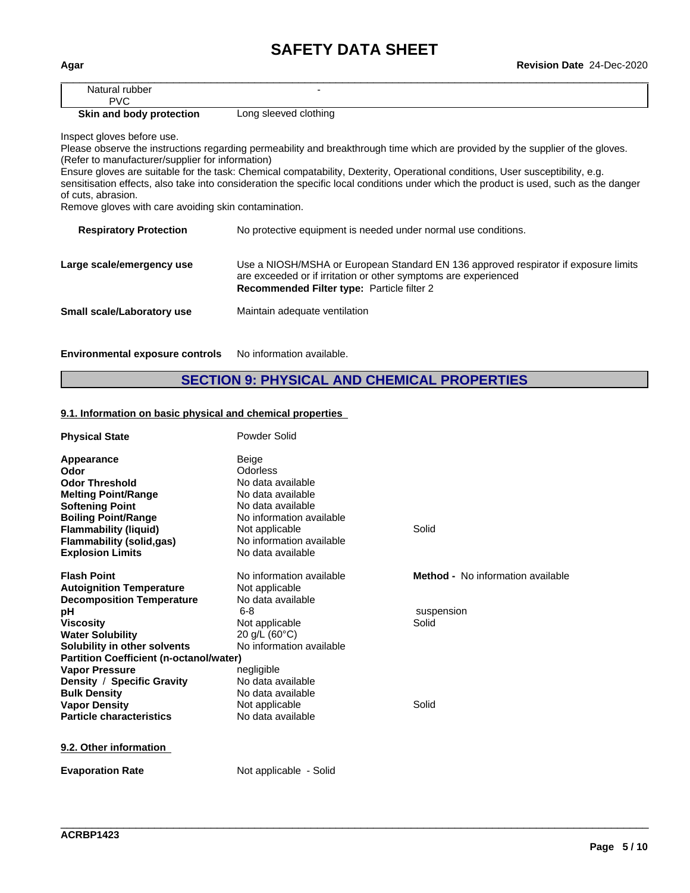| | |
|---|---|
| Natural rubber<br>PVC | - |

**Skin and body protection** Long sleeved clothing

Inspect gloves before use.
Please observe the instructions regarding permeability and breakthrough time which are provided by the supplier of the gloves. (Refer to manufacturer/supplier for information)
Ensure gloves are suitable for the task: Chemical compatability, Dexterity, Operational conditions, User susceptibility, e.g. sensitisation effects, also take into consideration the specific local conditions under which the product is used, such as the danger of cuts, abrasion.
Remove gloves with care avoiding skin contamination.

**Respiratory Protection** No protective equipment is needed under normal use conditions.

**Large scale/emergency use** Use a NIOSH/MSHA or European Standard EN 136 approved respirator if exposure limits are exceeded or if irritation or other symptoms are experienced
**Recommended Filter type:** Particle filter 2

**Small scale/Laboratory use** Maintain adequate ventilation

**Environmental exposure controls** No information available.

## SECTION 9: PHYSICAL AND CHEMICAL PROPERTIES

### 9.1. Information on basic physical and chemical properties

| | | |
|---|---|---|
| **Physical State** | Powder Solid | |
| **Appearance** | Beige | |
| **Odor** | Odorless | |
| **Odor Threshold** | No data available | |
| **Melting Point/Range** | No data available | |
| **Softening Point** | No data available | |
| **Boiling Point/Range** | No information available | |
| **Flammability (liquid)** | Not applicable | Solid |
| **Flammability (solid,gas)** | No information available | |
| **Explosion Limits** | No data available | |
| **Flash Point** | No information available | **Method -** No information available |
| **Autoignition Temperature** | Not applicable | |
| **Decomposition Temperature** | No data available | |
| **pH** | 6-8 | suspension |
| **Viscosity** | Not applicable | Solid |
| **Water Solubility** | 20 g/L (60°C) | |
| **Solubility in other solvents** | No information available | |
| **Partition Coefficient (n-octanol/water)** | | |
| **Vapor Pressure** | negligible | |
| **Density / Specific Gravity** | No data available | |
| **Bulk Density** | No data available | |
| **Vapor Density** | Not applicable | Solid |
| **Particle characteristics** | No data available | |

### 9.2. Other information

**Evaporation Rate** Not applicable - Solid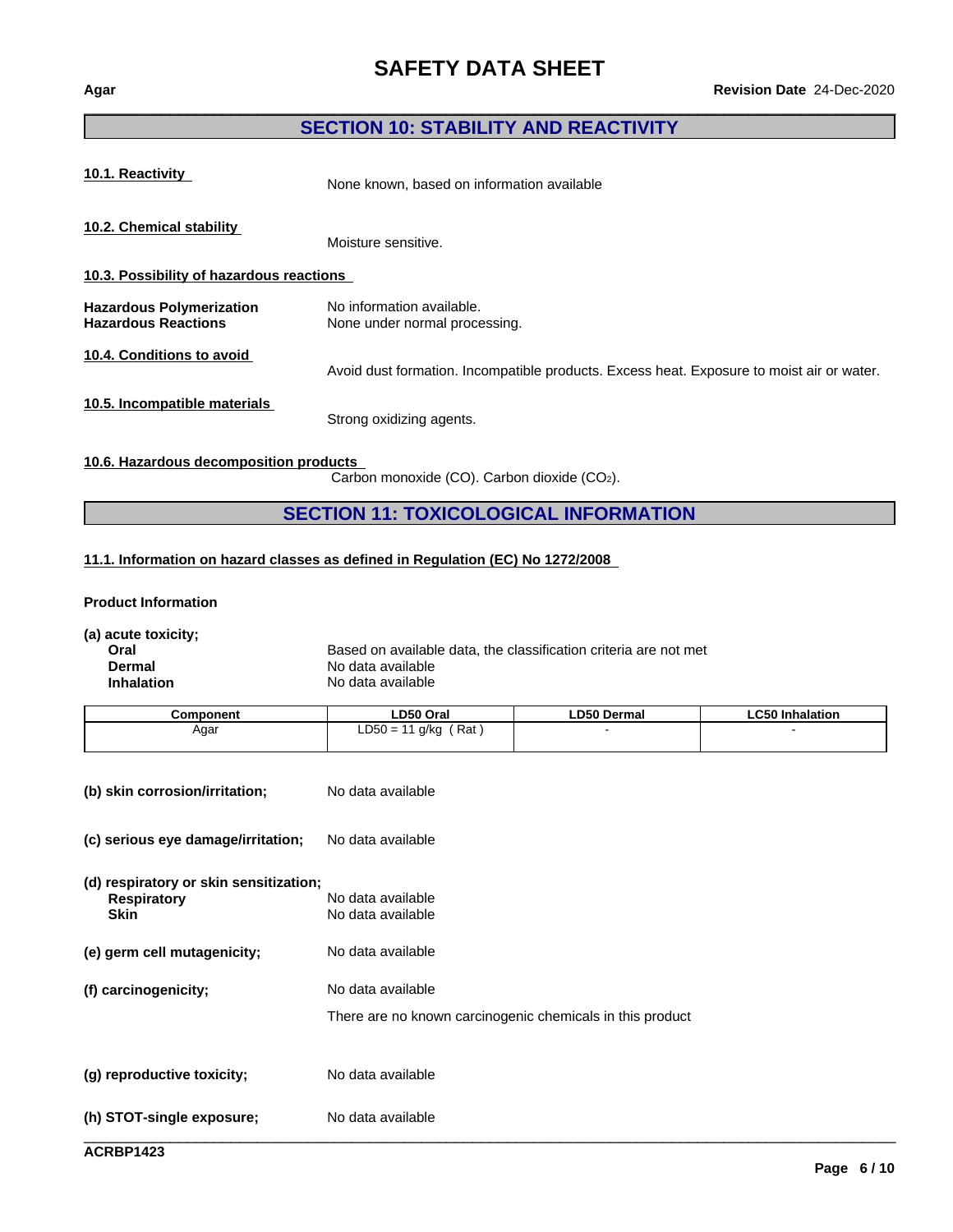## SECTION 10: STABILITY AND REACTIVITY

**10.1. Reactivity**

None known, based on information available

**10.2. Chemical stability**

Moisture sensitive.

**10.3. Possibility of hazardous reactions**

**Hazardous Polymerization** No information available.
**Hazardous Reactions** None under normal processing.

**10.4. Conditions to avoid**

Avoid dust formation. Incompatible products. Excess heat. Exposure to moist air or water.

**10.5. Incompatible materials**

Strong oxidizing agents.

**10.6. Hazardous decomposition products**

Carbon monoxide (CO). Carbon dioxide ($CO_2$).

## SECTION 11: TOXICOLOGICAL INFORMATION

**11.1. Information on hazard classes as defined in Regulation (EC) No 1272/2008**

**Product Information**

**(a) acute toxicity;**

**Oral** Based on available data, the classification criteria are not met
**Dermal** No data available
**Inhalation** No data available

| Component | LD50 Oral | LD50 Dermal | LC50 Inhalation |
|---|---|---|---|
| Agar | LD50 = 11 g/kg ( Rat ) | - | - |

**(b) skin corrosion/irritation;** No data available

**(c) serious eye damage/irritation;** No data available

**(d) respiratory or skin sensitization;**

**Respiratory** No data available
**Skin** No data available

**(e) germ cell mutagenicity;** No data available

**(f) carcinogenicity;** No data available

There are no known carcinogenic chemicals in this product

**(g) reproductive toxicity;** No data available

**(h) STOT-single exposure;** No data available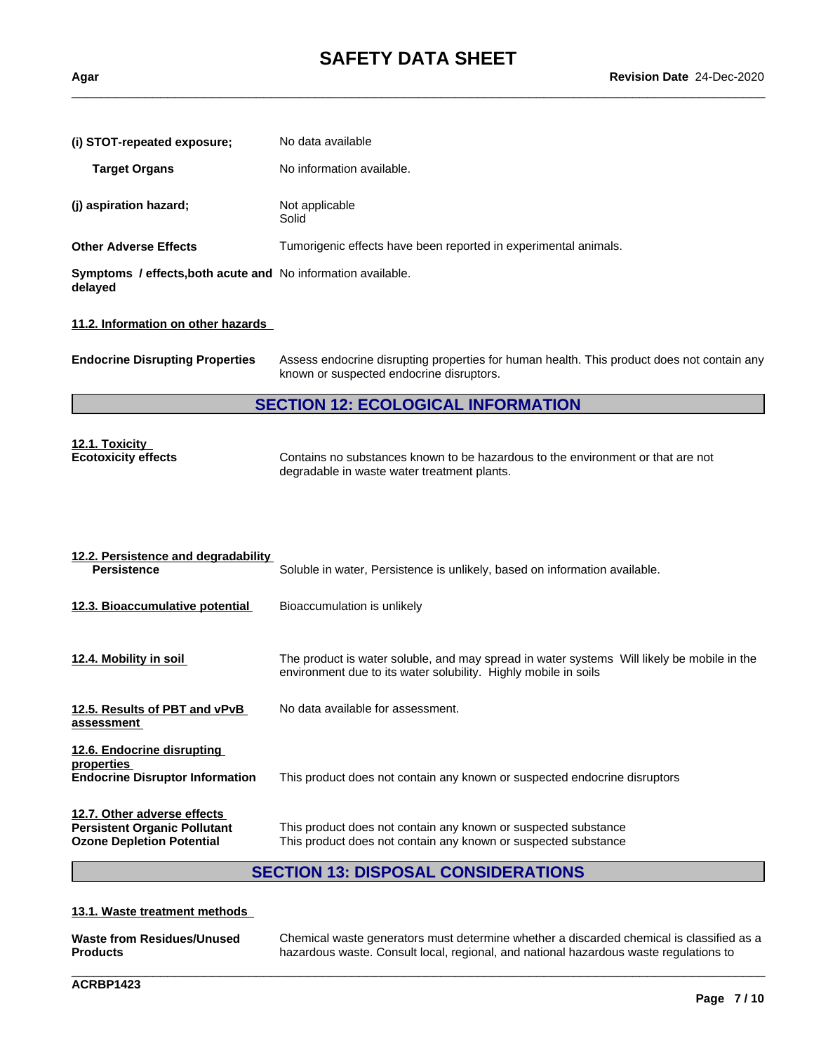**(i) STOT-repeated exposure;** No data available

**Target Organs** No information available.

**(j) aspiration hazard;** Not applicable
Solid

**Other Adverse Effects** Tumorigenic effects have been reported in experimental animals.

**Symptoms / effects,both acute and delayed** No information available.

**11.2. Information on other hazards**

**Endocrine Disrupting Properties** Assess endocrine disrupting properties for human health. This product does not contain any known or suspected endocrine disruptors.

## SECTION 12: ECOLOGICAL INFORMATION

**12.1. Toxicity**

**Ecotoxicity effects** Contains no substances known to be hazardous to the environment or that are not degradable in waste water treatment plants.

**12.2. Persistence and degradability**

**Persistence** Soluble in water, Persistence is unlikely, based on information available.

**12.3. Bioaccumulative potential** Bioaccumulation is unlikely

**12.4. Mobility in soil** The product is water soluble, and may spread in water systems Will likely be mobile in the environment due to its water solubility. Highly mobile in soils

**12.5. Results of PBT and vPvB assessment** No data available for assessment.

**12.6. Endocrine disrupting properties**

**Endocrine Disruptor Information** This product does not contain any known or suspected endocrine disruptors

**12.7. Other adverse effects**

**Persistent Organic Pollutant** This product does not contain any known or suspected substance

**Ozone Depletion Potential** This product does not contain any known or suspected substance

## SECTION 13: DISPOSAL CONSIDERATIONS

**13.1. Waste treatment methods**

**Waste from Residues/Unused Products** Chemical waste generators must determine whether a discarded chemical is classified as a hazardous waste. Consult local, regional, and national hazardous waste regulations to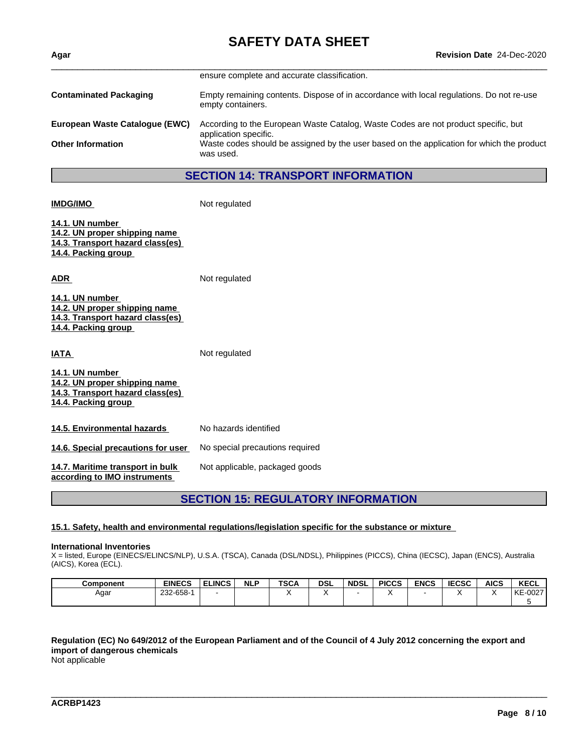ensure complete and accurate classification.

**Contaminated Packaging** Empty remaining contents. Dispose of in accordance with local regulations. Do not re-use empty containers.

**European Waste Catalogue (EWC)** According to the European Waste Catalog, Waste Codes are not product specific, but application specific.

**Other Information** Waste codes should be assigned by the user based on the application for which the product was used.

## SECTION 14: TRANSPORT INFORMATION

**IMDG/IMO** Not regulated

**14.1. UN number**
**14.2. UN proper shipping name**
**14.3. Transport hazard class(es)**
**14.4. Packing group**

**ADR** Not regulated

**14.1. UN number**
**14.2. UN proper shipping name**
**14.3. Transport hazard class(es)**
**14.4. Packing group**

**IATA** Not regulated

**14.1. UN number**
**14.2. UN proper shipping name**
**14.3. Transport hazard class(es)**
**14.4. Packing group**

**14.5. Environmental hazards** No hazards identified

**14.6. Special precautions for user** No special precautions required

**14.7. Maritime transport in bulk according to IMO instruments** Not applicable, packaged goods

## SECTION 15: REGULATORY INFORMATION

**15.1. Safety, health and environmental regulations/legislation specific for the substance or mixture**

**International Inventories**
X = listed, Europe (EINECS/ELINCS/NLP), U.S.A. (TSCA), Canada (DSL/NDSL), Philippines (PICCS), China (IECSC), Japan (ENCS), Australia (AICS), Korea (ECL).

| Component | EINECS | ELINCS | NLP | TSCA | DSL | NDSL | PICCS | ENCS | IECSC | AICS | KECL |
|---|---|---|---|---|---|---|---|---|---|---|---|
| Agar | 232-658-1 | - | | X | X | - | X | - | X | X | KE-00275 |

**Regulation (EC) No 649/2012 of the European Parliament and of the Council of 4 July 2012 concerning the export and import of dangerous chemicals**
Not applicable

ACRBP1423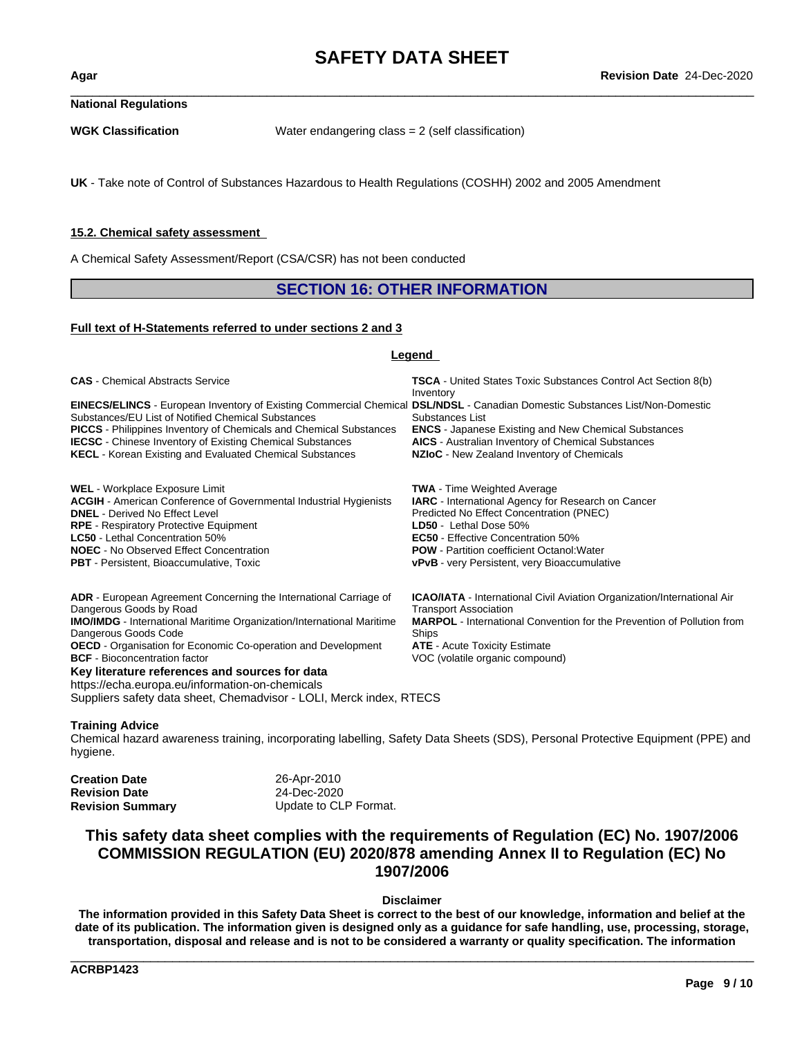**National Regulations**

**WGK Classification** Water endangering class = 2 (self classification)

**UK** - Take note of Control of Substances Hazardous to Health Regulations (COSHH) 2002 and 2005 Amendment

**15.2. Chemical safety assessment**

A Chemical Safety Assessment/Report (CSA/CSR) has not been conducted

## SECTION 16: OTHER INFORMATION

**Full text of H-Statements referred to under sections 2 and 3**

**Legend**

**CAS** - Chemical Abstracts Service
**EINECS/ELINCS** - European Inventory of Existing Commercial Chemical Substances/EU List of Notified Chemical Substances
**PICCS** - Philippines Inventory of Chemicals and Chemical Substances
**IECSC** - Chinese Inventory of Existing Chemical Substances
**KECL** - Korean Existing and Evaluated Chemical Substances
**TSCA** - United States Toxic Substances Control Act Section 8(b) Inventory
**DSL/NDSL** - Canadian Domestic Substances List/Non-Domestic Substances List
**ENCS** - Japanese Existing and New Chemical Substances
**AICS** - Australian Inventory of Chemical Substances
**NZIoC** - New Zealand Inventory of Chemicals

**WEL** - Workplace Exposure Limit
**ACGIH** - American Conference of Governmental Industrial Hygienists
**DNEL** - Derived No Effect Level
**RPE** - Respiratory Protective Equipment
**LC50** - Lethal Concentration 50%
**NOEC** - No Observed Effect Concentration
**PBT** - Persistent, Bioaccumulative, Toxic
**TWA** - Time Weighted Average
**IARC** - International Agency for Research on Cancer
Predicted No Effect Concentration (PNEC)
**LD50** - Lethal Dose 50%
**EC50** - Effective Concentration 50%
**POW** - Partition coefficient Octanol:Water
**vPvB** - very Persistent, very Bioaccumulative

**ADR** - European Agreement Concerning the International Carriage of Dangerous Goods by Road
**IMO/IMDG** - International Maritime Organization/International Maritime Dangerous Goods Code
**OECD** - Organisation for Economic Co-operation and Development
**BCF** - Bioconcentration factor
**ICAO/IATA** - International Civil Aviation Organization/International Air Transport Association
**MARPOL** - International Convention for the Prevention of Pollution from Ships
**ATE** - Acute Toxicity Estimate
VOC (volatile organic compound)

**Key literature references and sources for data**
https://echa.europa.eu/information-on-chemicals
Suppliers safety data sheet, Chemadvisor - LOLI, Merck index, RTECS

**Training Advice**
Chemical hazard awareness training, incorporating labelling, Safety Data Sheets (SDS), Personal Protective Equipment (PPE) and hygiene.

**Creation Date** 26-Apr-2010
**Revision Date** 24-Dec-2020
**Revision Summary** Update to CLP Format.

### This safety data sheet complies with the requirements of Regulation (EC) No. 1907/2006 COMMISSION REGULATION (EU) 2020/878 amending Annex II to Regulation (EC) No 1907/2006

**Disclaimer**

**The information provided in this Safety Data Sheet is correct to the best of our knowledge, information and belief at the date of its publication. The information given is designed only as a guidance for safe handling, use, processing, storage, transportation, disposal and release and is not to be considered a warranty or quality specification. The information**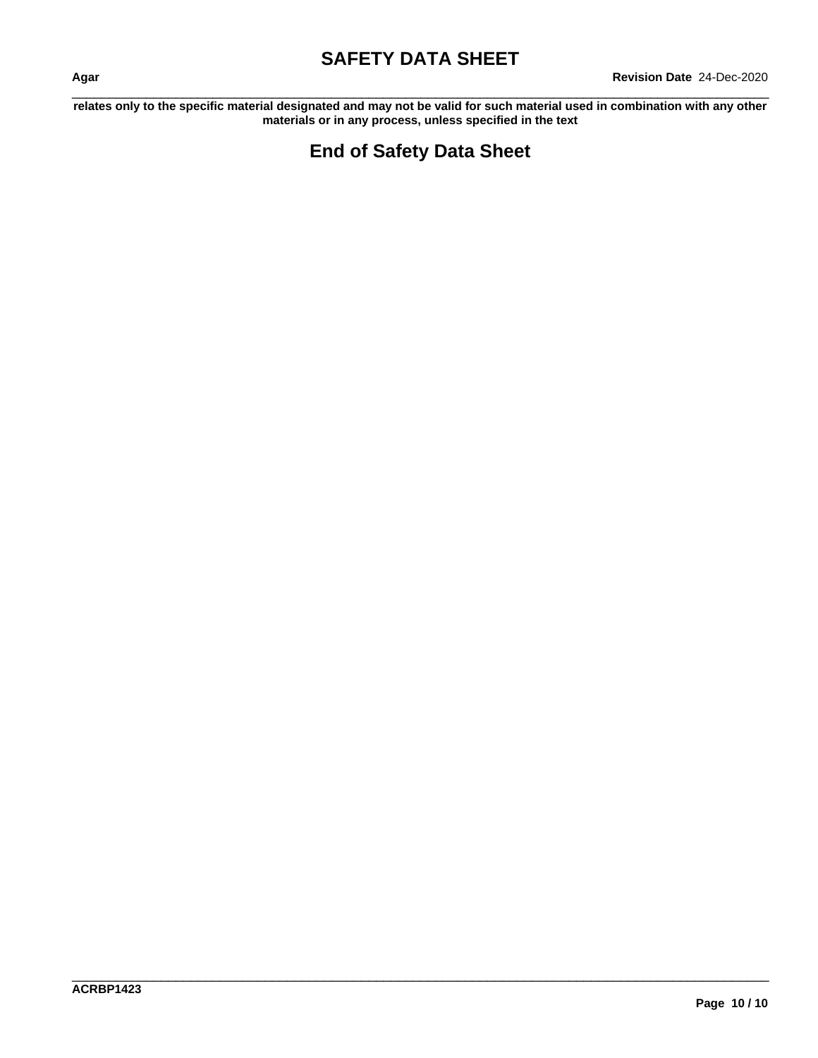**relates only to the specific material designated and may not be valid for such material used in combination with any other materials or in any process, unless specified in the text**

## End of Safety Data Sheet